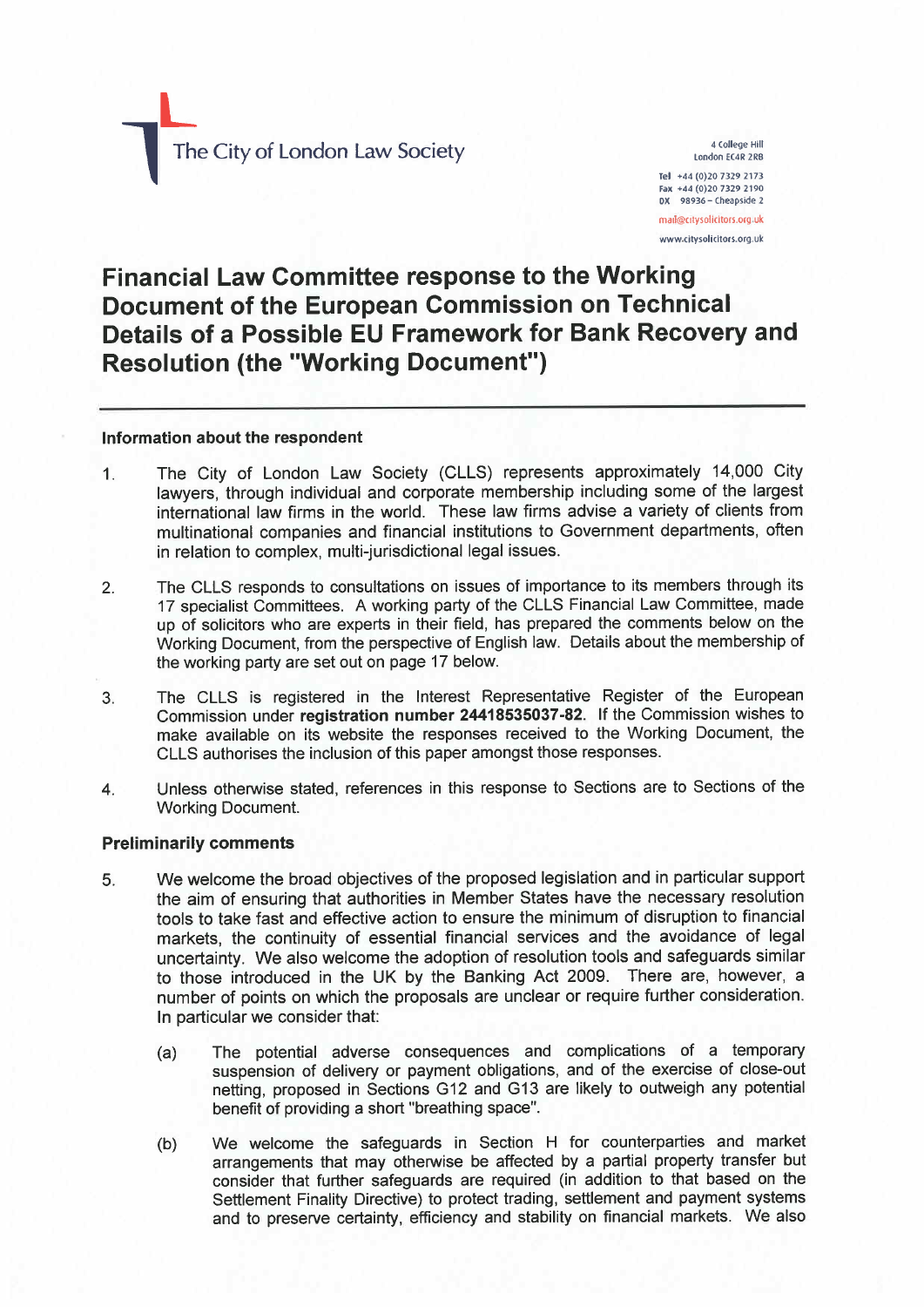The City of London Law Society

4 College Hill
London EC4R 2RB

Tel +44 (0)20 7329 2173
Fax +44 (0)20 7329 2190
DX 98936 – Cheapside 2

mail@citysolicitors.org.uk
www.citysolicitors.org.uk

# Financial Law Committee response to the Working Document of the European Commission on Technical Details of a Possible EU Framework for Bank Recovery and Resolution (the "Working Document")

---

### Information about the respondent

1. The City of London Law Society (CLLS) represents approximately 14,000 City lawyers, through individual and corporate membership including some of the largest international law firms in the world. These law firms advise a variety of clients from multinational companies and financial institutions to Government departments, often in relation to complex, multi-jurisdictional legal issues.

2. The CLLS responds to consultations on issues of importance to its members through its 17 specialist Committees. A working party of the CLLS Financial Law Committee, made up of solicitors who are experts in their field, has prepared the comments below on the Working Document, from the perspective of English law. Details about the membership of the working party are set out on page 17 below.

3. The CLLS is registered in the Interest Representative Register of the European Commission under **registration number 24418535037-82**. If the Commission wishes to make available on its website the responses received to the Working Document, the CLLS authorises the inclusion of this paper amongst those responses.

4. Unless otherwise stated, references in this response to Sections are to Sections of the Working Document.

### Preliminarily comments

5. We welcome the broad objectives of the proposed legislation and in particular support the aim of ensuring that authorities in Member States have the necessary resolution tools to take fast and effective action to ensure the minimum of disruption to financial markets, the continuity of essential financial services and the avoidance of legal uncertainty. We also welcome the adoption of resolution tools and safeguards similar to those introduced in the UK by the Banking Act 2009. There are, however, a number of points on which the proposals are unclear or require further consideration. In particular we consider that:

   (a) The potential adverse consequences and complications of a temporary suspension of delivery or payment obligations, and of the exercise of close-out netting, proposed in Sections G12 and G13 are likely to outweigh any potential benefit of providing a short "breathing space".

   (b) We welcome the safeguards in Section H for counterparties and market arrangements that may otherwise be affected by a partial property transfer but consider that further safeguards are required (in addition to that based on the Settlement Finality Directive) to protect trading, settlement and payment systems and to preserve certainty, efficiency and stability on financial markets. We also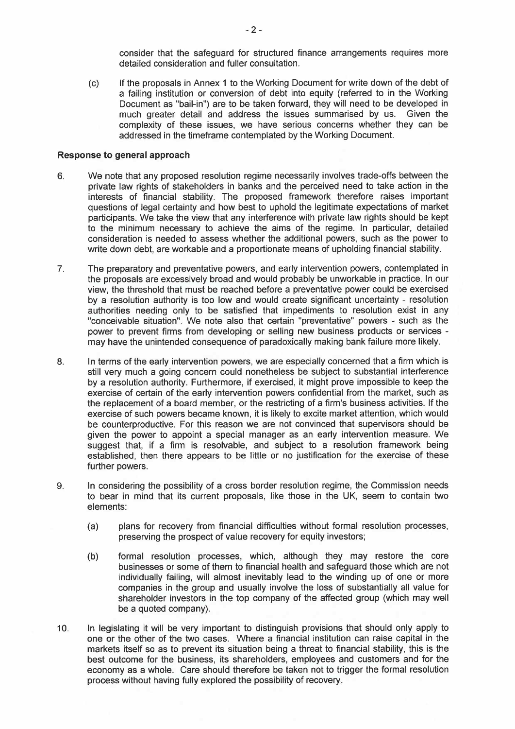consider that the safeguard for structured finance arrangements requires more detailed consideration and fuller consultation.

(c) If the proposals in Annex 1 to the Working Document for write down of the debt of a failing institution or conversion of debt into equity (referred to in the Working Document as "bail-in") are to be taken forward, they will need to be developed in much greater detail and address the issues summarised by us. Given the complexity of these issues, we have serious concerns whether they can be addressed in the timeframe contemplated by the Working Document.

**Response to general approach**

6. We note that any proposed resolution regime necessarily involves trade-offs between the private law rights of stakeholders in banks and the perceived need to take action in the interests of financial stability. The proposed framework therefore raises important questions of legal certainty and how best to uphold the legitimate expectations of market participants. We take the view that any interference with private law rights should be kept to the minimum necessary to achieve the aims of the regime. In particular, detailed consideration is needed to assess whether the additional powers, such as the power to write down debt, are workable and a proportionate means of upholding financial stability.

7. The preparatory and preventative powers, and early intervention powers, contemplated in the proposals are excessively broad and would probably be unworkable in practice. In our view, the threshold that must be reached before a preventative power could be exercised by a resolution authority is too low and would create significant uncertainty - resolution authorities needing only to be satisfied that impediments to resolution exist in any "conceivable situation". We note also that certain "preventative" powers - such as the power to prevent firms from developing or selling new business products or services - may have the unintended consequence of paradoxically making bank failure more likely.

8. In terms of the early intervention powers, we are especially concerned that a firm which is still very much a going concern could nonetheless be subject to substantial interference by a resolution authority. Furthermore, if exercised, it might prove impossible to keep the exercise of certain of the early intervention powers confidential from the market, such as the replacement of a board member, or the restricting of a firm's business activities. If the exercise of such powers became known, it is likely to excite market attention, which would be counterproductive. For this reason we are not convinced that supervisors should be given the power to appoint a special manager as an early intervention measure. We suggest that, if a firm is resolvable, and subject to a resolution framework being established, then there appears to be little or no justification for the exercise of these further powers.

9. In considering the possibility of a cross border resolution regime, the Commission needs to bear in mind that its current proposals, like those in the UK, seem to contain two elements:

   (a) plans for recovery from financial difficulties without formal resolution processes, preserving the prospect of value recovery for equity investors;

   (b) formal resolution processes, which, although they may restore the core businesses or some of them to financial health and safeguard those which are not individually failing, will almost inevitably lead to the winding up of one or more companies in the group and usually involve the loss of substantially all value for shareholder investors in the top company of the affected group (which may well be a quoted company).

10. In legislating it will be very important to distinguish provisions that should only apply to one or the other of the two cases. Where a financial institution can raise capital in the markets itself so as to prevent its situation being a threat to financial stability, this is the best outcome for the business, its shareholders, employees and customers and for the economy as a whole. Care should therefore be taken not to trigger the formal resolution process without having fully explored the possibility of recovery.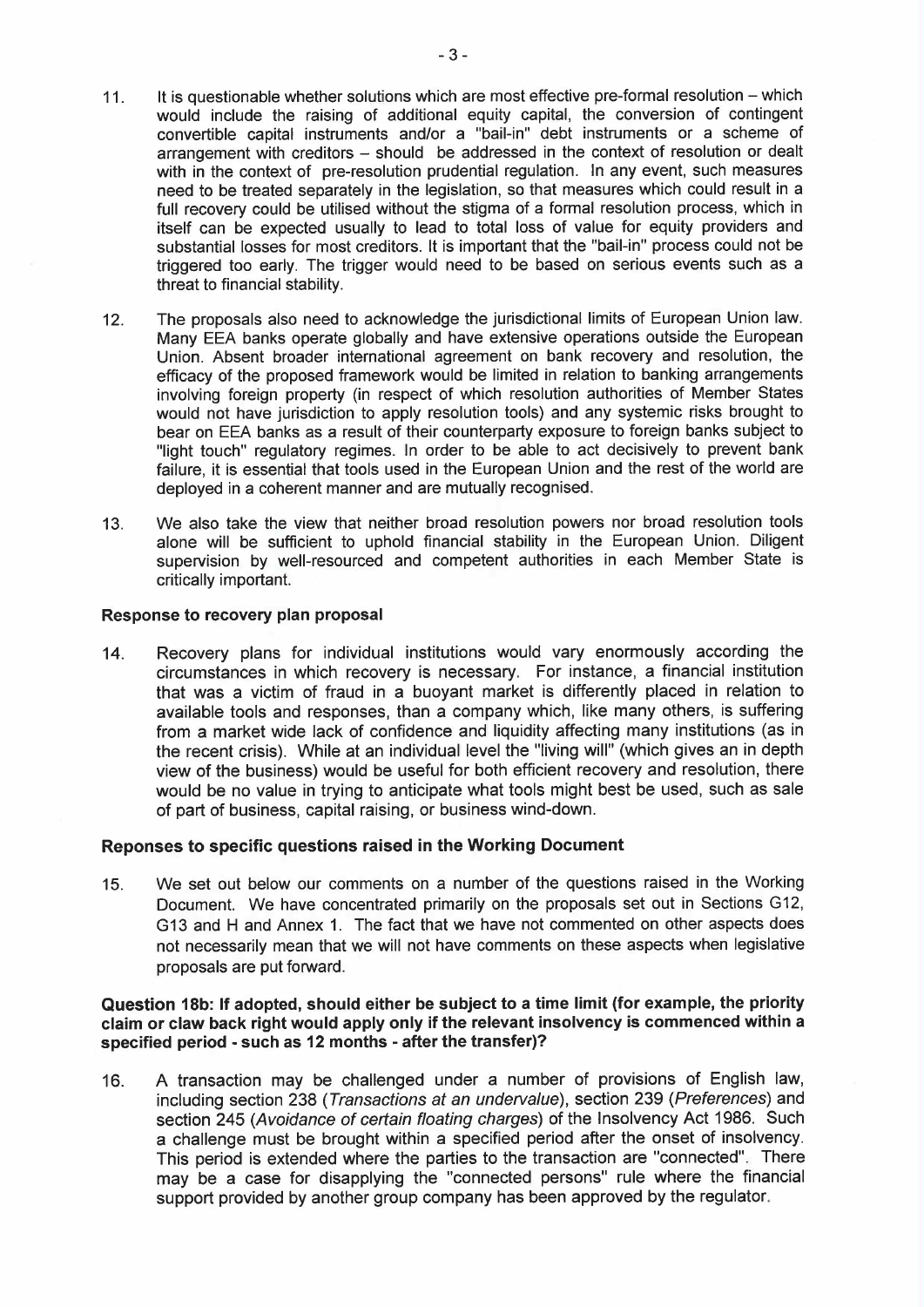11. It is questionable whether solutions which are most effective pre-formal resolution – which would include the raising of additional equity capital, the conversion of contingent convertible capital instruments and/or a "bail-in" debt instruments or a scheme of arrangement with creditors – should be addressed in the context of resolution or dealt with in the context of pre-resolution prudential regulation. In any event, such measures need to be treated separately in the legislation, so that measures which could result in a full recovery could be utilised without the stigma of a formal resolution process, which in itself can be expected usually to lead to total loss of value for equity providers and substantial losses for most creditors. It is important that the "bail-in" process could not be triggered too early. The trigger would need to be based on serious events such as a threat to financial stability.

12. The proposals also need to acknowledge the jurisdictional limits of European Union law. Many EEA banks operate globally and have extensive operations outside the European Union. Absent broader international agreement on bank recovery and resolution, the efficacy of the proposed framework would be limited in relation to banking arrangements involving foreign property (in respect of which resolution authorities of Member States would not have jurisdiction to apply resolution tools) and any systemic risks brought to bear on EEA banks as a result of their counterparty exposure to foreign banks subject to "light touch" regulatory regimes. In order to be able to act decisively to prevent bank failure, it is essential that tools used in the European Union and the rest of the world are deployed in a coherent manner and are mutually recognised.

13. We also take the view that neither broad resolution powers nor broad resolution tools alone will be sufficient to uphold financial stability in the European Union. Diligent supervision by well-resourced and competent authorities in each Member State is critically important.

**Response to recovery plan proposal**

14. Recovery plans for individual institutions would vary enormously according the circumstances in which recovery is necessary. For instance, a financial institution that was a victim of fraud in a buoyant market is differently placed in relation to available tools and responses, than a company which, like many others, is suffering from a market wide lack of confidence and liquidity affecting many institutions (as in the recent crisis). While at an individual level the "living will" (which gives an in depth view of the business) would be useful for both efficient recovery and resolution, there would be no value in trying to anticipate what tools might best be used, such as sale of part of business, capital raising, or business wind-down.

**Reponses to specific questions raised in the Working Document**

15. We set out below our comments on a number of the questions raised in the Working Document. We have concentrated primarily on the proposals set out in Sections G12, G13 and H and Annex 1. The fact that we have not commented on other aspects does not necessarily mean that we will not have comments on these aspects when legislative proposals are put forward.

**Question 18b: If adopted, should either be subject to a time limit (for example, the priority claim or claw back right would apply only if the relevant insolvency is commenced within a specified period - such as 12 months - after the transfer)?**

16. A transaction may be challenged under a number of provisions of English law, including section 238 (*Transactions at an undervalue*), section 239 (*Preferences*) and section 245 (*Avoidance of certain floating charges*) of the Insolvency Act 1986. Such a challenge must be brought within a specified period after the onset of insolvency. This period is extended where the parties to the transaction are "connected". There may be a case for disapplying the "connected persons" rule where the financial support provided by another group company has been approved by the regulator.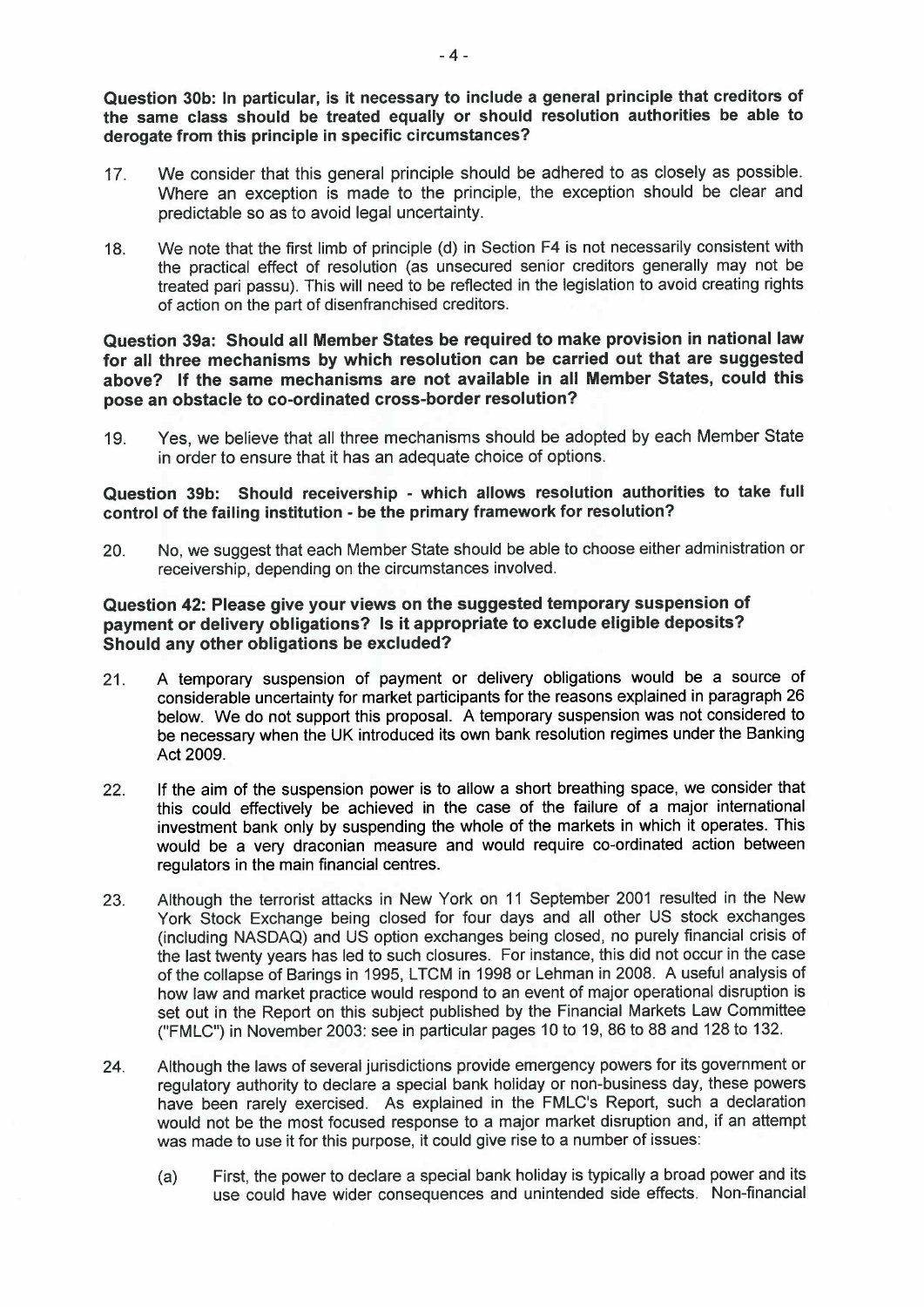**Question 30b: In particular, is it necessary to include a general principle that creditors of the same class should be treated equally or should resolution authorities be able to derogate from this principle in specific circumstances?**

17. We consider that this general principle should be adhered to as closely as possible. Where an exception is made to the principle, the exception should be clear and predictable so as to avoid legal uncertainty.

18. We note that the first limb of principle (d) in Section F4 is not necessarily consistent with the practical effect of resolution (as unsecured senior creditors generally may not be treated pari passu). This will need to be reflected in the legislation to avoid creating rights of action on the part of disenfranchised creditors.

**Question 39a: Should all Member States be required to make provision in national law for all three mechanisms by which resolution can be carried out that are suggested above? If the same mechanisms are not available in all Member States, could this pose an obstacle to co-ordinated cross-border resolution?**

19. Yes, we believe that all three mechanisms should be adopted by each Member State in order to ensure that it has an adequate choice of options.

**Question 39b: Should receivership - which allows resolution authorities to take full control of the failing institution - be the primary framework for resolution?**

20. No, we suggest that each Member State should be able to choose either administration or receivership, depending on the circumstances involved.

**Question 42: Please give your views on the suggested temporary suspension of payment or delivery obligations? Is it appropriate to exclude eligible deposits? Should any other obligations be excluded?**

21. A temporary suspension of payment or delivery obligations would be a source of considerable uncertainty for market participants for the reasons explained in paragraph 26 below. We do not support this proposal. A temporary suspension was not considered to be necessary when the UK introduced its own bank resolution regimes under the Banking Act 2009.

22. If the aim of the suspension power is to allow a short breathing space, we consider that this could effectively be achieved in the case of the failure of a major international investment bank only by suspending the whole of the markets in which it operates. This would be a very draconian measure and would require co-ordinated action between regulators in the main financial centres.

23. Although the terrorist attacks in New York on 11 September 2001 resulted in the New York Stock Exchange being closed for four days and all other US stock exchanges (including NASDAQ) and US option exchanges being closed, no purely financial crisis of the last twenty years has led to such closures. For instance, this did not occur in the case of the collapse of Barings in 1995, LTCM in 1998 or Lehman in 2008. A useful analysis of how law and market practice would respond to an event of major operational disruption is set out in the Report on this subject published by the Financial Markets Law Committee ("FMLC") in November 2003: see in particular pages 10 to 19, 86 to 88 and 128 to 132.

24. Although the laws of several jurisdictions provide emergency powers for its government or regulatory authority to declare a special bank holiday or non-business day, these powers have been rarely exercised. As explained in the FMLC's Report, such a declaration would not be the most focused response to a major market disruption and, if an attempt was made to use it for this purpose, it could give rise to a number of issues:

    (a) First, the power to declare a special bank holiday is typically a broad power and its use could have wider consequences and unintended side effects. Non-financial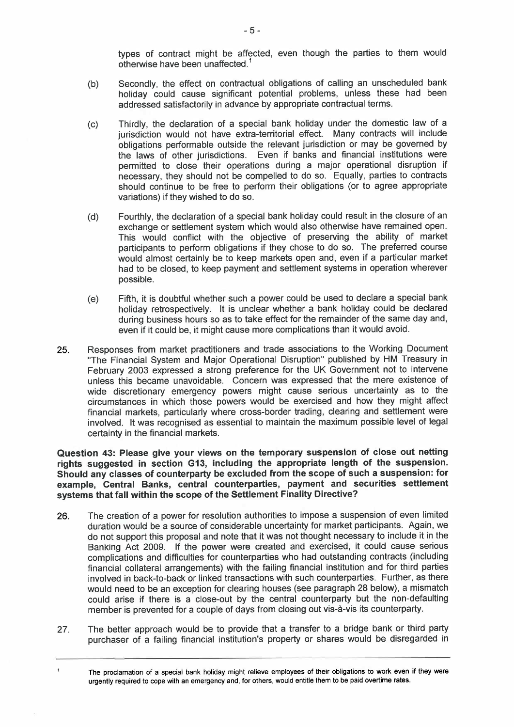types of contract might be affected, even though the parties to them would otherwise have been unaffected.[1]

(b) Secondly, the effect on contractual obligations of calling an unscheduled bank holiday could cause significant potential problems, unless these had been addressed satisfactorily in advance by appropriate contractual terms.

(c) Thirdly, the declaration of a special bank holiday under the domestic law of a jurisdiction would not have extra-territorial effect. Many contracts will include obligations performable outside the relevant jurisdiction or may be governed by the laws of other jurisdictions. Even if banks and financial institutions were permitted to close their operations during a major operational disruption if necessary, they should not be compelled to do so. Equally, parties to contracts should continue to be free to perform their obligations (or to agree appropriate variations) if they wished to do so.

(d) Fourthly, the declaration of a special bank holiday could result in the closure of an exchange or settlement system which would also otherwise have remained open. This would conflict with the objective of preserving the ability of market participants to perform obligations if they chose to do so. The preferred course would almost certainly be to keep markets open and, even if a particular market had to be closed, to keep payment and settlement systems in operation wherever possible.

(e) Fifth, it is doubtful whether such a power could be used to declare a special bank holiday retrospectively. It is unclear whether a bank holiday could be declared during business hours so as to take effect for the remainder of the same day and, even if it could be, it might cause more complications than it would avoid.

25. Responses from market practitioners and trade associations to the Working Document "The Financial System and Major Operational Disruption" published by HM Treasury in February 2003 expressed a strong preference for the UK Government not to intervene unless this became unavoidable. Concern was expressed that the mere existence of wide discretionary emergency powers might cause serious uncertainty as to the circumstances in which those powers would be exercised and how they might affect financial markets, particularly where cross-border trading, clearing and settlement were involved. It was recognised as essential to maintain the maximum possible level of legal certainty in the financial markets.

**Question 43: Please give your views on the temporary suspension of close out netting rights suggested in section G13, including the appropriate length of the suspension. Should any classes of counterparty be excluded from the scope of such a suspension: for example, Central Banks, central counterparties, payment and securities settlement systems that fall within the scope of the Settlement Finality Directive?**

26. The creation of a power for resolution authorities to impose a suspension of even limited duration would be a source of considerable uncertainty for market participants. Again, we do not support this proposal and note that it was not thought necessary to include it in the Banking Act 2009. If the power were created and exercised, it could cause serious complications and difficulties for counterparties who had outstanding contracts (including financial collateral arrangements) with the failing financial institution and for third parties involved in back-to-back or linked transactions with such counterparties. Further, as there would need to be an exception for clearing houses (see paragraph 28 below), a mismatch could arise if there is a close-out by the central counterparty but the non-defaulting member is prevented for a couple of days from closing out vis-à-vis its counterparty.

27. The better approach would be to provide that a transfer to a bridge bank or third party purchaser of a failing financial institution's property or shares would be disregarded in

---

[1] The proclamation of a special bank holiday might relieve employees of their obligations to work even if they were urgently required to cope with an emergency and, for others, would entitle them to be paid overtime rates.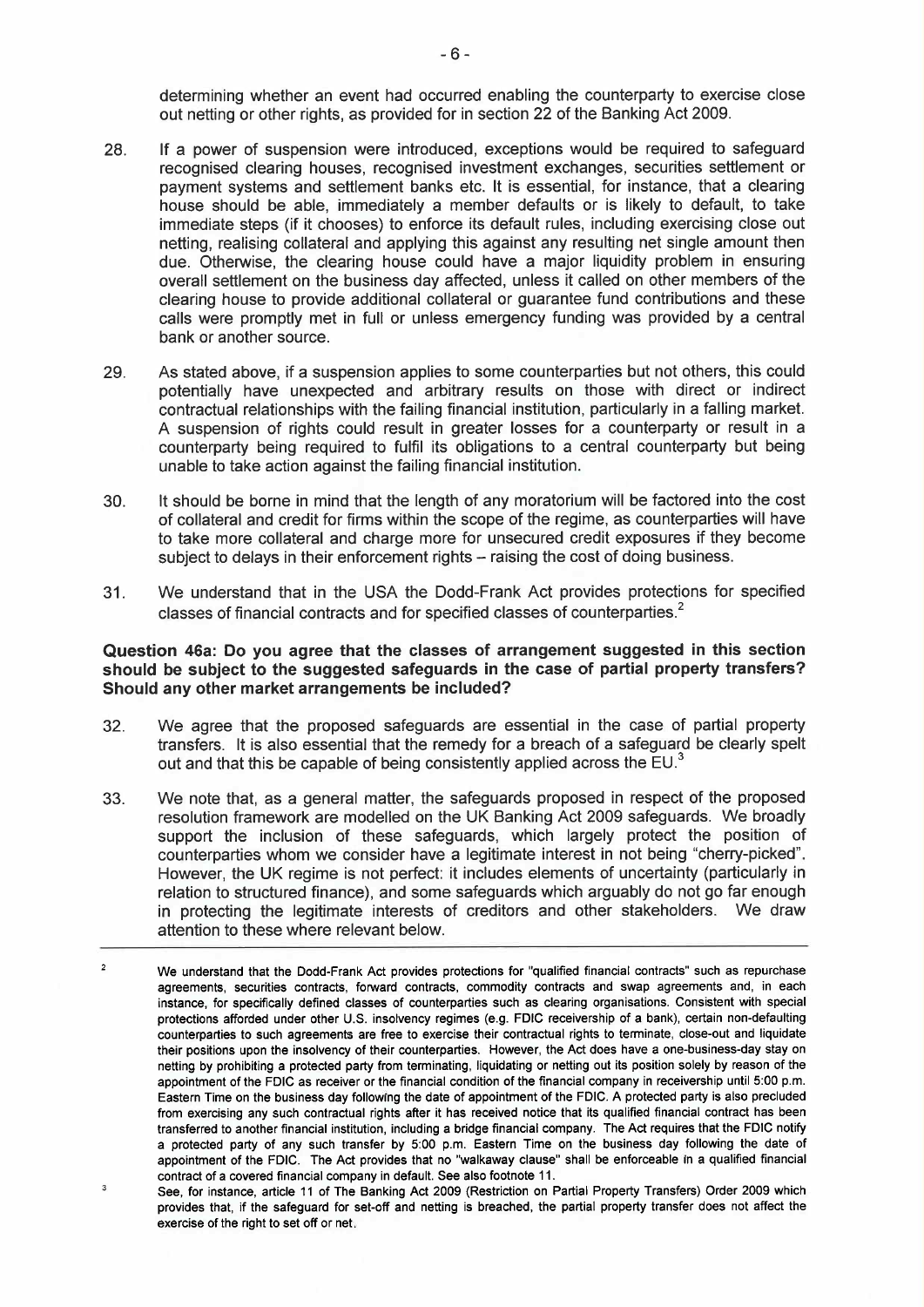determining whether an event had occurred enabling the counterparty to exercise close out netting or other rights, as provided for in section 22 of the Banking Act 2009.

28. If a power of suspension were introduced, exceptions would be required to safeguard recognised clearing houses, recognised investment exchanges, securities settlement or payment systems and settlement banks etc. It is essential, for instance, that a clearing house should be able, immediately a member defaults or is likely to default, to take immediate steps (if it chooses) to enforce its default rules, including exercising close out netting, realising collateral and applying this against any resulting net single amount then due. Otherwise, the clearing house could have a major liquidity problem in ensuring overall settlement on the business day affected, unless it called on other members of the clearing house to provide additional collateral or guarantee fund contributions and these calls were promptly met in full or unless emergency funding was provided by a central bank or another source.

29. As stated above, if a suspension applies to some counterparties but not others, this could potentially have unexpected and arbitrary results on those with direct or indirect contractual relationships with the failing financial institution, particularly in a falling market. A suspension of rights could result in greater losses for a counterparty or result in a counterparty being required to fulfil its obligations to a central counterparty but being unable to take action against the failing financial institution.

30. It should be borne in mind that the length of any moratorium will be factored into the cost of collateral and credit for firms within the scope of the regime, as counterparties will have to take more collateral and charge more for unsecured credit exposures if they become subject to delays in their enforcement rights – raising the cost of doing business.

31. We understand that in the USA the Dodd-Frank Act provides protections for specified classes of financial contracts and for specified classes of counterparties.[2]

**Question 46a: Do you agree that the classes of arrangement suggested in this section should be subject to the suggested safeguards in the case of partial property transfers? Should any other market arrangements be included?**

32. We agree that the proposed safeguards are essential in the case of partial property transfers. It is also essential that the remedy for a breach of a safeguard be clearly spelt out and that this be capable of being consistently applied across the EU.[3]

33. We note that, as a general matter, the safeguards proposed in respect of the proposed resolution framework are modelled on the UK Banking Act 2009 safeguards. We broadly support the inclusion of these safeguards, which largely protect the position of counterparties whom we consider have a legitimate interest in not being "cherry-picked". However, the UK regime is not perfect: it includes elements of uncertainty (particularly in relation to structured finance), and some safeguards which arguably do not go far enough in protecting the legitimate interests of creditors and other stakeholders. We draw attention to these where relevant below.

---

[2] We understand that the Dodd-Frank Act provides protections for "qualified financial contracts" such as repurchase agreements, securities contracts, forward contracts, commodity contracts and swap agreements and, in each instance, for specifically defined classes of counterparties such as clearing organisations. Consistent with special protections afforded under other U.S. insolvency regimes (e.g. FDIC receivership of a bank), certain non-defaulting counterparties to such agreements are free to exercise their contractual rights to terminate, close-out and liquidate their positions upon the insolvency of their counterparties. However, the Act does have a one-business-day stay on netting by prohibiting a protected party from terminating, liquidating or netting out its position solely by reason of the appointment of the FDIC as receiver or the financial condition of the financial company in receivership until 5:00 p.m. Eastern Time on the business day following the date of appointment of the FDIC. A protected party is also precluded from exercising any such contractual rights after it has received notice that its qualified financial contract has been transferred to another financial institution, including a bridge financial company. The Act requires that the FDIC notify a protected party of any such transfer by 5:00 p.m. Eastern Time on the business day following the date of appointment of the FDIC. The Act provides that no "walkaway clause" shall be enforceable in a qualified financial contract of a covered financial company in default. See also footnote 11.

[3] See, for instance, article 11 of The Banking Act 2009 (Restriction on Partial Property Transfers) Order 2009 which provides that, if the safeguard for set-off and netting is breached, the partial property transfer does not affect the exercise of the right to set off or net.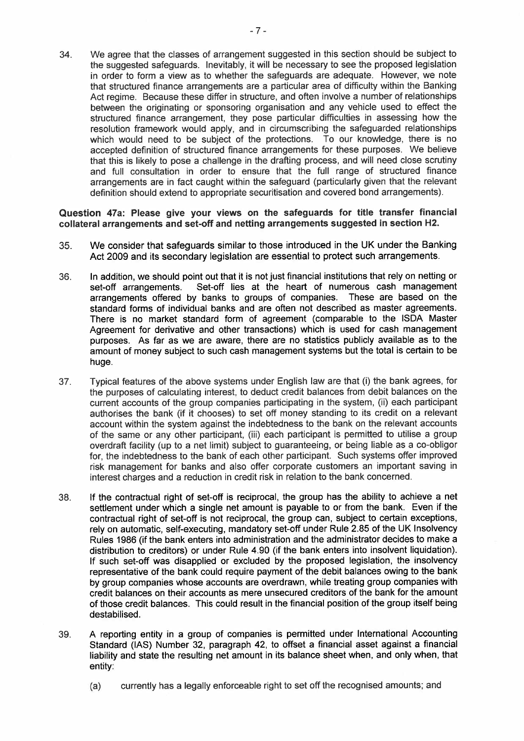34. We agree that the classes of arrangement suggested in this section should be subject to the suggested safeguards. Inevitably, it will be necessary to see the proposed legislation in order to form a view as to whether the safeguards are adequate. However, we note that structured finance arrangements are a particular area of difficulty within the Banking Act regime. Because these differ in structure, and often involve a number of relationships between the originating or sponsoring organisation and any vehicle used to effect the structured finance arrangement, they pose particular difficulties in assessing how the resolution framework would apply, and in circumscribing the safeguarded relationships which would need to be subject of the protections. To our knowledge, there is no accepted definition of structured finance arrangements for these purposes. We believe that this is likely to pose a challenge in the drafting process, and will need close scrutiny and full consultation in order to ensure that the full range of structured finance arrangements are in fact caught within the safeguard (particularly given that the relevant definition should extend to appropriate securitisation and covered bond arrangements).

**Question 47a: Please give your views on the safeguards for title transfer financial collateral arrangements and set-off and netting arrangements suggested in section H2.**

35. We consider that safeguards similar to those introduced in the UK under the Banking Act 2009 and its secondary legislation are essential to protect such arrangements.

36. In addition, we should point out that it is not just financial institutions that rely on netting or set-off arrangements. Set-off lies at the heart of numerous cash management arrangements offered by banks to groups of companies. These are based on the standard forms of individual banks and are often not described as master agreements. There is no market standard form of agreement (comparable to the ISDA Master Agreement for derivative and other transactions) which is used for cash management purposes. As far as we are aware, there are no statistics publicly available as to the amount of money subject to such cash management systems but the total is certain to be huge.

37. Typical features of the above systems under English law are that (i) the bank agrees, for the purposes of calculating interest, to deduct credit balances from debit balances on the current accounts of the group companies participating in the system, (ii) each participant authorises the bank (if it chooses) to set off money standing to its credit on a relevant account within the system against the indebtedness to the bank on the relevant accounts of the same or any other participant, (iii) each participant is permitted to utilise a group overdraft facility (up to a net limit) subject to guaranteeing, or being liable as a co-obligor for, the indebtedness to the bank of each other participant. Such systems offer improved risk management for banks and also offer corporate customers an important saving in interest charges and a reduction in credit risk in relation to the bank concerned.

38. If the contractual right of set-off is reciprocal, the group has the ability to achieve a net settlement under which a single net amount is payable to or from the bank. Even if the contractual right of set-off is not reciprocal, the group can, subject to certain exceptions, rely on automatic, self-executing, mandatory set-off under Rule 2.85 of the UK Insolvency Rules 1986 (if the bank enters into administration and the administrator decides to make a distribution to creditors) or under Rule 4.90 (if the bank enters into insolvent liquidation). If such set-off was disapplied or excluded by the proposed legislation, the insolvency representative of the bank could require payment of the debit balances owing to the bank by group companies whose accounts are overdrawn, while treating group companies with credit balances on their accounts as mere unsecured creditors of the bank for the amount of those credit balances. This could result in the financial position of the group itself being destabilised.

39. A reporting entity in a group of companies is permitted under International Accounting Standard (IAS) Number 32, paragraph 42, to offset a financial asset against a financial liability and state the resulting net amount in its balance sheet when, and only when, that entity:

    (a) currently has a legally enforceable right to set off the recognised amounts; and